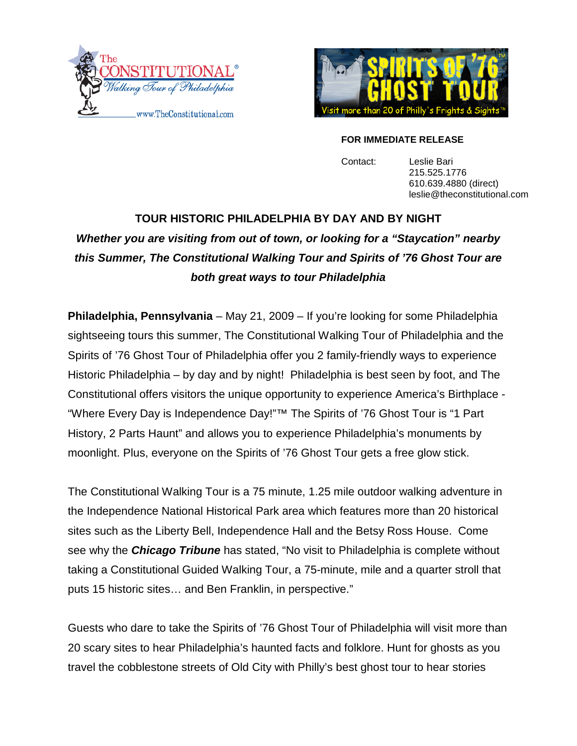FOR IMMEDIATE RELEASE

Contact: Leslie Bari
215.525.1776
610.639.4880 (direct)
leslie@theconstitutional.com

# TOUR HISTORIC PHILADELPHIA BY DAY AND BY NIGHT

***Whether you are visiting from out of town, or looking for a "Staycation" nearby this Summer, The Constitutional Walking Tour and Spirits of '76 Ghost Tour are both great ways to tour Philadelphia***

**Philadelphia, Pennsylvania** – May 21, 2009 – If you're looking for some Philadelphia sightseeing tours this summer, The Constitutional Walking Tour of Philadelphia and the Spirits of '76 Ghost Tour of Philadelphia offer you 2 family-friendly ways to experience Historic Philadelphia – by day and by night! Philadelphia is best seen by foot, and The Constitutional offers visitors the unique opportunity to experience America's Birthplace - "Where Every Day is Independence Day!"™ The Spirits of '76 Ghost Tour is "1 Part History, 2 Parts Haunt" and allows you to experience Philadelphia's monuments by moonlight. Plus, everyone on the Spirits of '76 Ghost Tour gets a free glow stick.

The Constitutional Walking Tour is a 75 minute, 1.25 mile outdoor walking adventure in the Independence National Historical Park area which features more than 20 historical sites such as the Liberty Bell, Independence Hall and the Betsy Ross House. Come see why the ***Chicago Tribune*** has stated, "No visit to Philadelphia is complete without taking a Constitutional Guided Walking Tour, a 75-minute, mile and a quarter stroll that puts 15 historic sites… and Ben Franklin, in perspective."

Guests who dare to take the Spirits of '76 Ghost Tour of Philadelphia will visit more than 20 scary sites to hear Philadelphia's haunted facts and folklore. Hunt for ghosts as you travel the cobblestone streets of Old City with Philly's best ghost tour to hear stories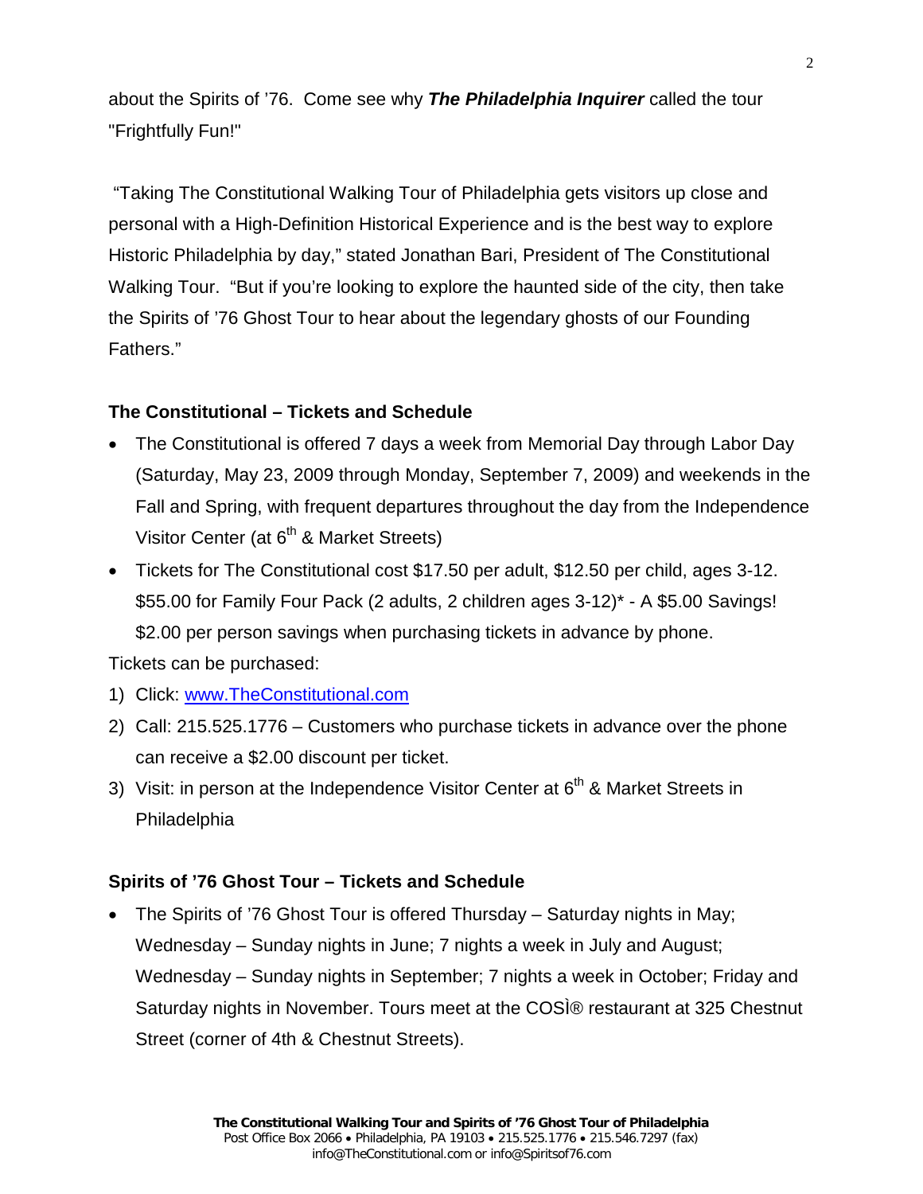about the Spirits of '76. Come see why ***The Philadelphia Inquirer*** called the tour "Frightfully Fun!"

"Taking The Constitutional Walking Tour of Philadelphia gets visitors up close and personal with a High-Definition Historical Experience and is the best way to explore Historic Philadelphia by day," stated Jonathan Bari, President of The Constitutional Walking Tour. "But if you're looking to explore the haunted side of the city, then take the Spirits of '76 Ghost Tour to hear about the legendary ghosts of our Founding Fathers."

**The Constitutional – Tickets and Schedule**

- The Constitutional is offered 7 days a week from Memorial Day through Labor Day (Saturday, May 23, 2009 through Monday, September 7, 2009) and weekends in the Fall and Spring, with frequent departures throughout the day from the Independence Visitor Center (at 6th & Market Streets)
- Tickets for The Constitutional cost $17.50 per adult, $12.50 per child, ages 3-12. $55.00 for Family Four Pack (2 adults, 2 children ages 3-12)* - A $5.00 Savings! $2.00 per person savings when purchasing tickets in advance by phone.

Tickets can be purchased:

1) Click: www.TheConstitutional.com
2) Call: 215.525.1776 – Customers who purchase tickets in advance over the phone can receive a $2.00 discount per ticket.
3) Visit: in person at the Independence Visitor Center at 6th & Market Streets in Philadelphia

**Spirits of '76 Ghost Tour – Tickets and Schedule**

- The Spirits of '76 Ghost Tour is offered Thursday – Saturday nights in May; Wednesday – Sunday nights in June; 7 nights a week in July and August; Wednesday – Sunday nights in September; 7 nights a week in October; Friday and Saturday nights in November. Tours meet at the COSÌ® restaurant at 325 Chestnut Street (corner of 4th & Chestnut Streets).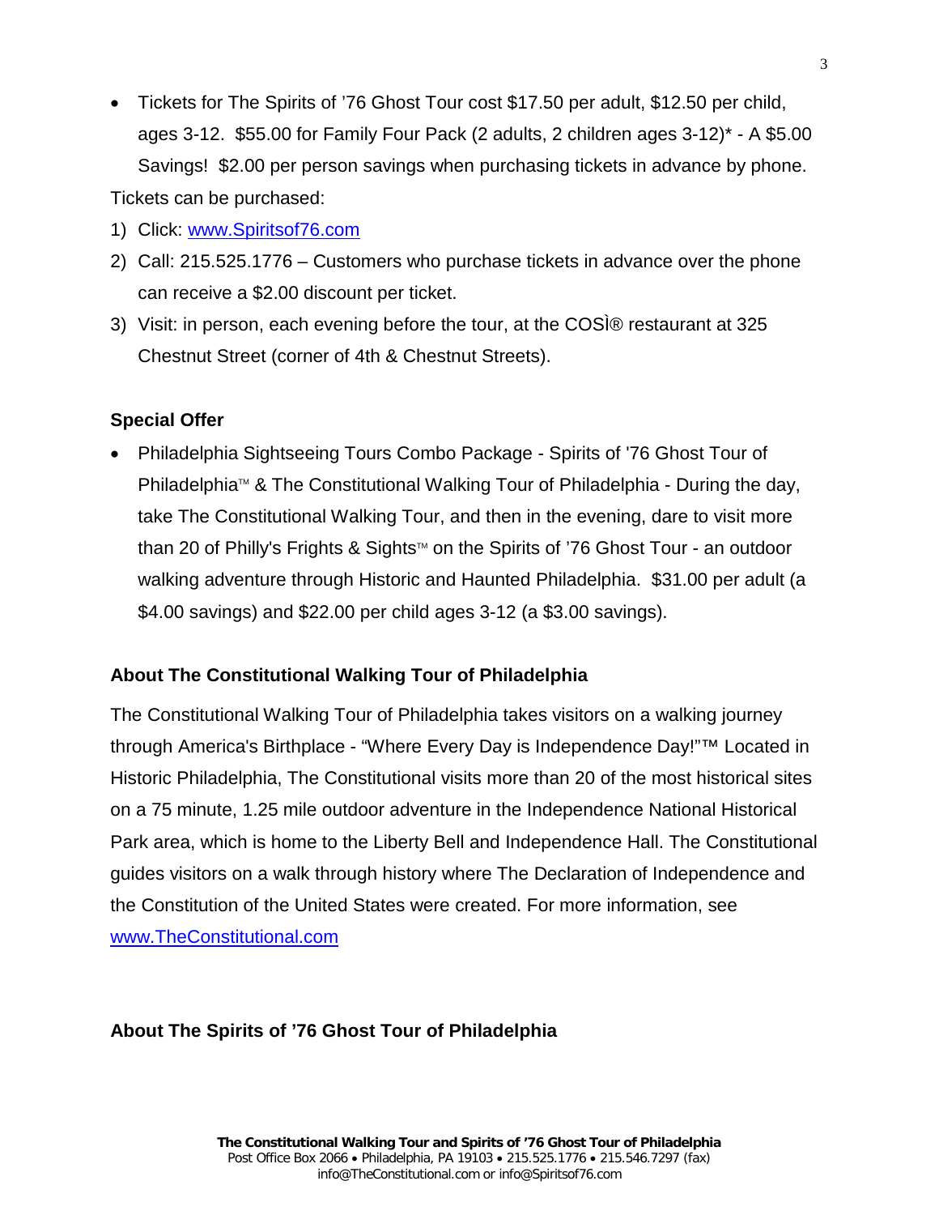- Tickets for The Spirits of '76 Ghost Tour cost $17.50 per adult, $12.50 per child, ages 3-12. $55.00 for Family Four Pack (2 adults, 2 children ages 3-12)* - A $5.00 Savings! $2.00 per person savings when purchasing tickets in advance by phone.

Tickets can be purchased:

1) Click: www.Spiritsof76.com
2) Call: 215.525.1776 – Customers who purchase tickets in advance over the phone can receive a $2.00 discount per ticket.
3) Visit: in person, each evening before the tour, at the COSÌ® restaurant at 325 Chestnut Street (corner of 4th & Chestnut Streets).

**Special Offer**

- Philadelphia Sightseeing Tours Combo Package - Spirits of '76 Ghost Tour of Philadelphia™ & The Constitutional Walking Tour of Philadelphia - During the day, take The Constitutional Walking Tour, and then in the evening, dare to visit more than 20 of Philly's Frights & Sights™ on the Spirits of '76 Ghost Tour - an outdoor walking adventure through Historic and Haunted Philadelphia. $31.00 per adult (a $4.00 savings) and $22.00 per child ages 3-12 (a $3.00 savings).

**About The Constitutional Walking Tour of Philadelphia**

The Constitutional Walking Tour of Philadelphia takes visitors on a walking journey through America's Birthplace - "Where Every Day is Independence Day!"™ Located in Historic Philadelphia, The Constitutional visits more than 20 of the most historical sites on a 75 minute, 1.25 mile outdoor adventure in the Independence National Historical Park area, which is home to the Liberty Bell and Independence Hall. The Constitutional guides visitors on a walk through history where The Declaration of Independence and the Constitution of the United States were created. For more information, see www.TheConstitutional.com

**About The Spirits of '76 Ghost Tour of Philadelphia**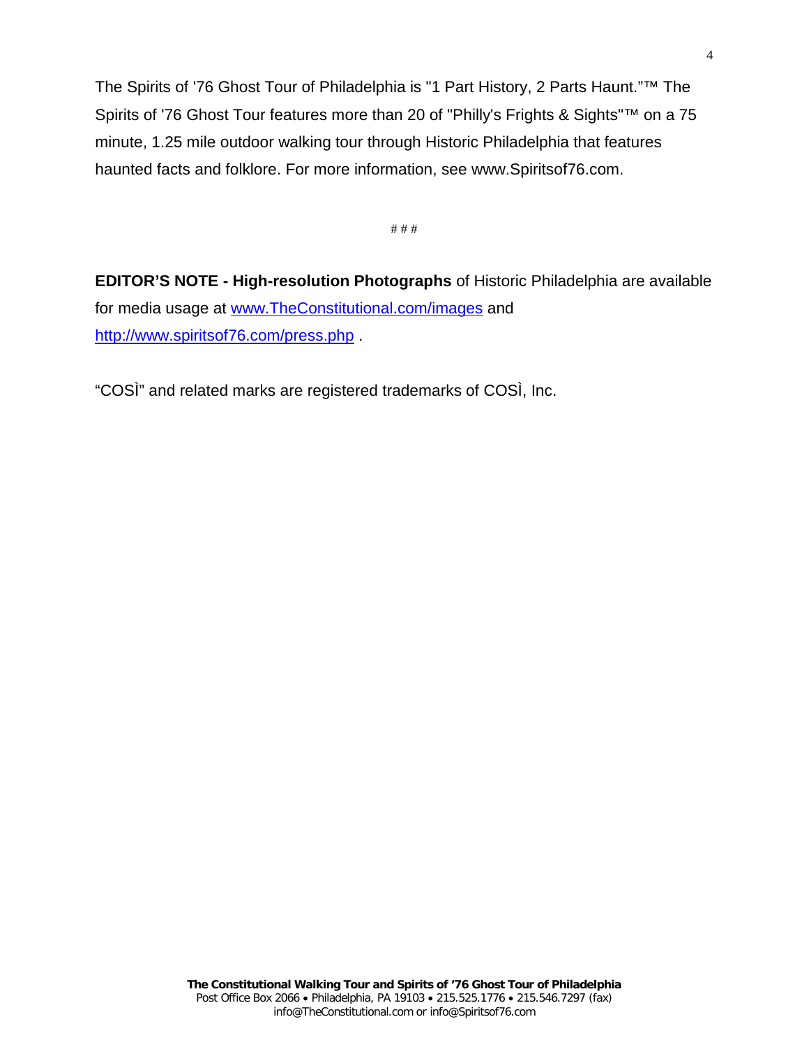The Spirits of '76 Ghost Tour of Philadelphia is "1 Part History, 2 Parts Haunt."™ The Spirits of '76 Ghost Tour features more than 20 of "Philly's Frights & Sights"™ on a 75 minute, 1.25 mile outdoor walking tour through Historic Philadelphia that features haunted facts and folklore. For more information, see www.Spiritsof76.com.

# # #

**EDITOR'S NOTE - High-resolution Photographs** of Historic Philadelphia are available for media usage at www.TheConstitutional.com/images and http://www.spiritsof76.com/press.php .

"COSÌ" and related marks are registered trademarks of COSÌ, Inc.